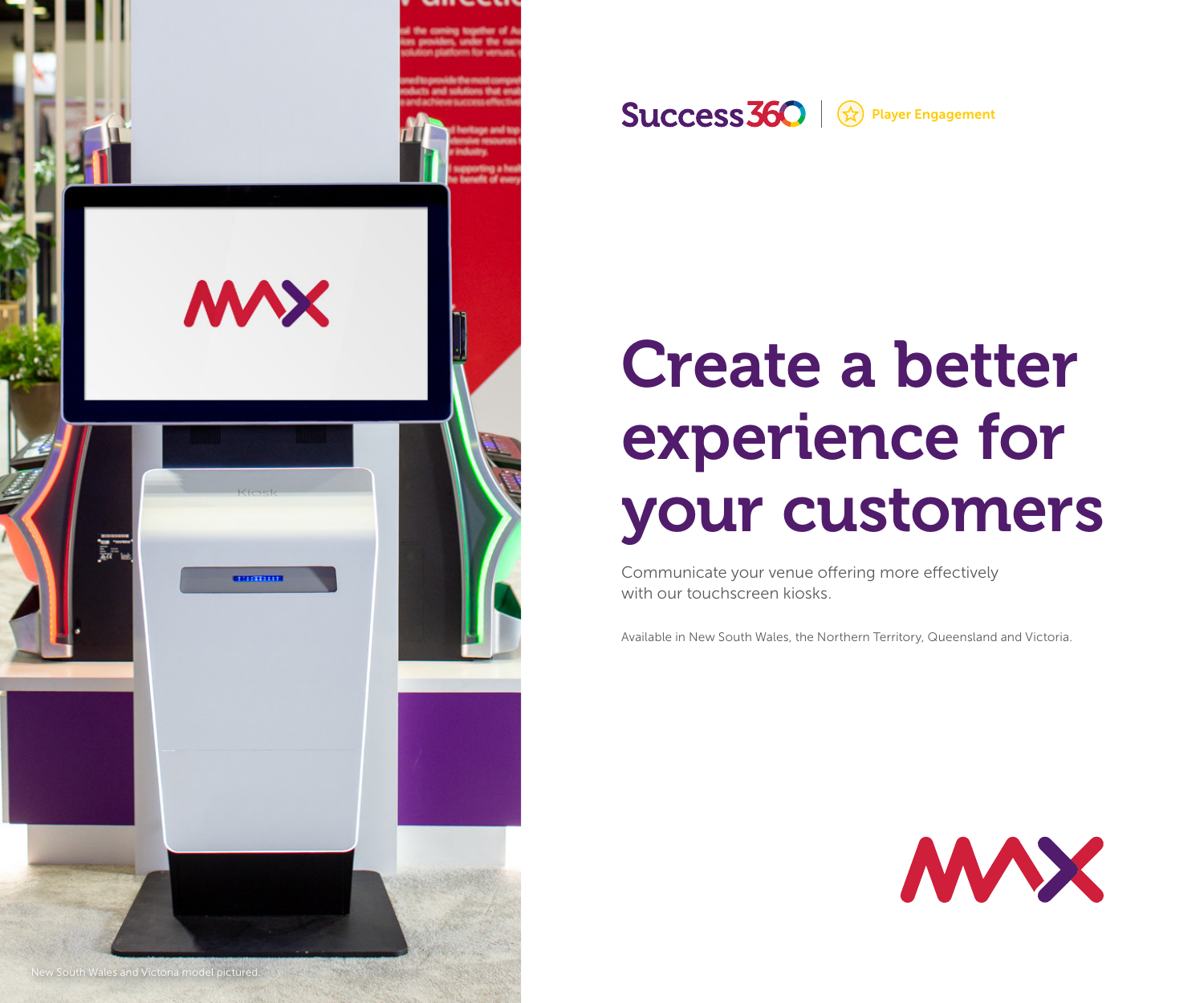Success360 | Player Engagement

# Create a better experience for your customers

Communicate your venue offering more effectively with our touchscreen kiosks.

Available in New South Wales, the Northern Territory, Queensland and Victoria.

New South Wales and Victoria model pictured.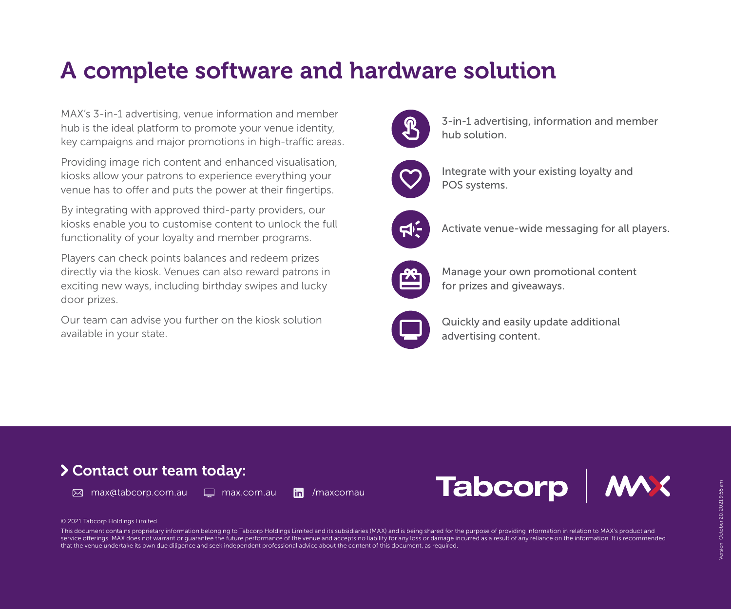# A complete software and hardware solution

MAX's 3-in-1 advertising, venue information and member hub is the ideal platform to promote your venue identity, key campaigns and major promotions in high-traffic areas.

Providing image rich content and enhanced visualisation, kiosks allow your patrons to experience everything your venue has to offer and puts the power at their fingertips.

By integrating with approved third-party providers, our kiosks enable you to customise content to unlock the full functionality of your loyalty and member programs.

Players can check points balances and redeem prizes directly via the kiosk. Venues can also reward patrons in exciting new ways, including birthday swipes and lucky door prizes.

Our team can advise you further on the kiosk solution available in your state.

- 3-in-1 advertising, information and member hub solution.
- Integrate with your existing loyalty and POS systems.
- Activate venue-wide messaging for all players.
- Manage your own promotional content for prizes and giveaways.
- Quickly and easily update additional advertising content.

## Contact our team today:

max@tabcorp.com.au | max.com.au | /maxcomau

Tabcorp | MAX

© 2021 Tabcorp Holdings Limited.

This document contains proprietary information belonging to Tabcorp Holdings Limited and its subsidiaries (MAX) and is being shared for the purpose of providing information in relation to MAX's product and service offerings. MAX does not warrant or guarantee the future performance of the venue and accepts no liability for any loss or damage incurred as a result of any reliance on the information. It is recommended that the venue undertake its own due diligence and seek independent professional advice about the content of this document, as required.

Version: October 20, 2021 9:55 am